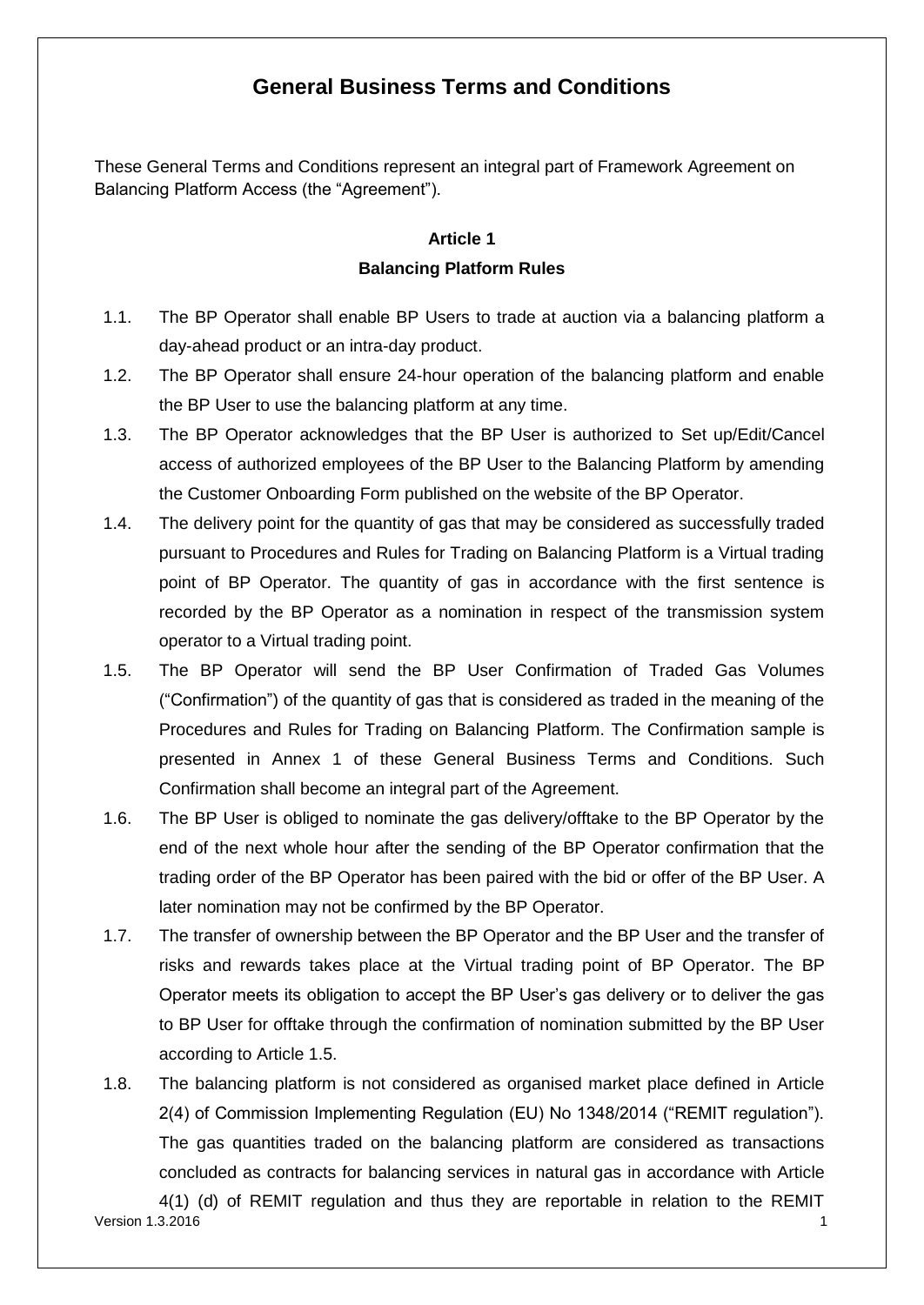# General Business Terms and Conditions

These General Terms and Conditions represent an integral part of Framework Agreement on Balancing Platform Access (the "Agreement").

## Article 1
### Balancing Platform Rules

1.1. The BP Operator shall enable BP Users to trade at auction via a balancing platform a day-ahead product or an intra-day product.

1.2. The BP Operator shall ensure 24-hour operation of the balancing platform and enable the BP User to use the balancing platform at any time.

1.3. The BP Operator acknowledges that the BP User is authorized to Set up/Edit/Cancel access of authorized employees of the BP User to the Balancing Platform by amending the Customer Onboarding Form published on the website of the BP Operator.

1.4. The delivery point for the quantity of gas that may be considered as successfully traded pursuant to Procedures and Rules for Trading on Balancing Platform is a Virtual trading point of BP Operator. The quantity of gas in accordance with the first sentence is recorded by the BP Operator as a nomination in respect of the transmission system operator to a Virtual trading point.

1.5. The BP Operator will send the BP User Confirmation of Traded Gas Volumes ("Confirmation") of the quantity of gas that is considered as traded in the meaning of the Procedures and Rules for Trading on Balancing Platform. The Confirmation sample is presented in Annex 1 of these General Business Terms and Conditions. Such Confirmation shall become an integral part of the Agreement.

1.6. The BP User is obliged to nominate the gas delivery/offtake to the BP Operator by the end of the next whole hour after the sending of the BP Operator confirmation that the trading order of the BP Operator has been paired with the bid or offer of the BP User. A later nomination may not be confirmed by the BP Operator.

1.7. The transfer of ownership between the BP Operator and the BP User and the transfer of risks and rewards takes place at the Virtual trading point of BP Operator. The BP Operator meets its obligation to accept the BP User's gas delivery or to deliver the gas to BP User for offtake through the confirmation of nomination submitted by the BP User according to Article 1.5.

1.8. The balancing platform is not considered as organised market place defined in Article 2(4) of Commission Implementing Regulation (EU) No 1348/2014 ("REMIT regulation"). The gas quantities traded on the balancing platform are considered as transactions concluded as contracts for balancing services in natural gas in accordance with Article 4(1) (d) of REMIT regulation and thus they are reportable in relation to the REMIT

Version 1.3.2016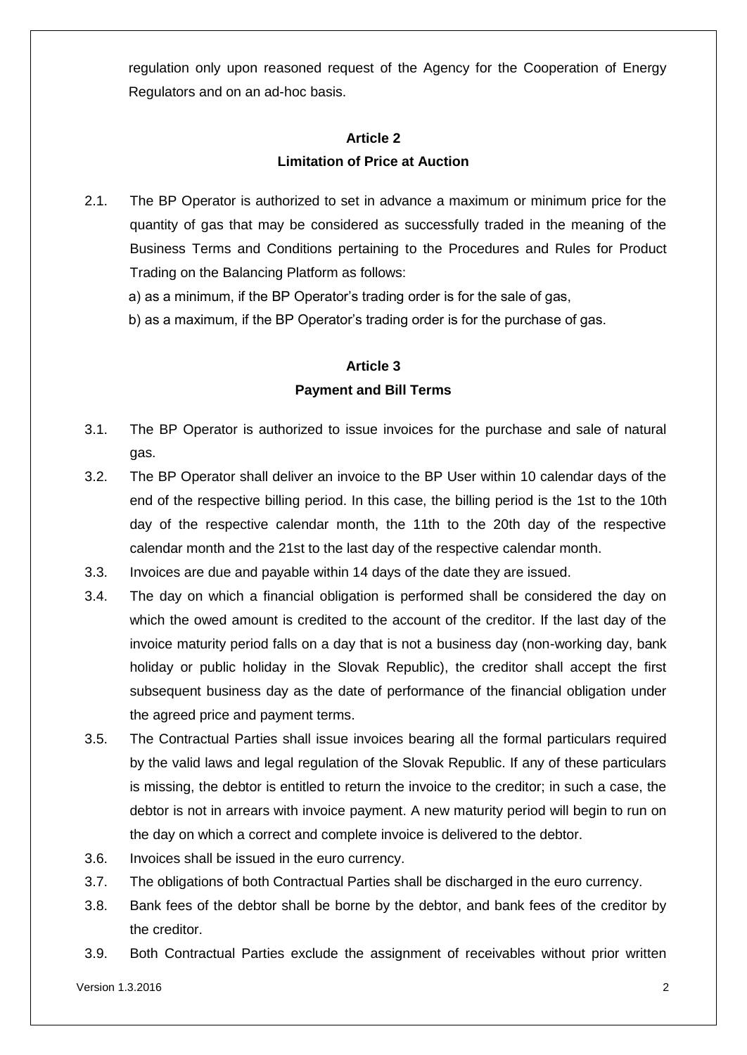regulation only upon reasoned request of the Agency for the Cooperation of Energy Regulators and on an ad-hoc basis.

## Article 2
## Limitation of Price at Auction

2.1. The BP Operator is authorized to set in advance a maximum or minimum price for the quantity of gas that may be considered as successfully traded in the meaning of the Business Terms and Conditions pertaining to the Procedures and Rules for Product Trading on the Balancing Platform as follows:

a) as a minimum, if the BP Operator's trading order is for the sale of gas,

b) as a maximum, if the BP Operator's trading order is for the purchase of gas.

## Article 3
## Payment and Bill Terms

3.1. The BP Operator is authorized to issue invoices for the purchase and sale of natural gas.

3.2. The BP Operator shall deliver an invoice to the BP User within 10 calendar days of the end of the respective billing period. In this case, the billing period is the 1st to the 10th day of the respective calendar month, the 11th to the 20th day of the respective calendar month and the 21st to the last day of the respective calendar month.

3.3. Invoices are due and payable within 14 days of the date they are issued.

3.4. The day on which a financial obligation is performed shall be considered the day on which the owed amount is credited to the account of the creditor. If the last day of the invoice maturity period falls on a day that is not a business day (non-working day, bank holiday or public holiday in the Slovak Republic), the creditor shall accept the first subsequent business day as the date of performance of the financial obligation under the agreed price and payment terms.

3.5. The Contractual Parties shall issue invoices bearing all the formal particulars required by the valid laws and legal regulation of the Slovak Republic. If any of these particulars is missing, the debtor is entitled to return the invoice to the creditor; in such a case, the debtor is not in arrears with invoice payment. A new maturity period will begin to run on the day on which a correct and complete invoice is delivered to the debtor.

3.6. Invoices shall be issued in the euro currency.

3.7. The obligations of both Contractual Parties shall be discharged in the euro currency.

3.8. Bank fees of the debtor shall be borne by the debtor, and bank fees of the creditor by the creditor.

3.9. Both Contractual Parties exclude the assignment of receivables without prior written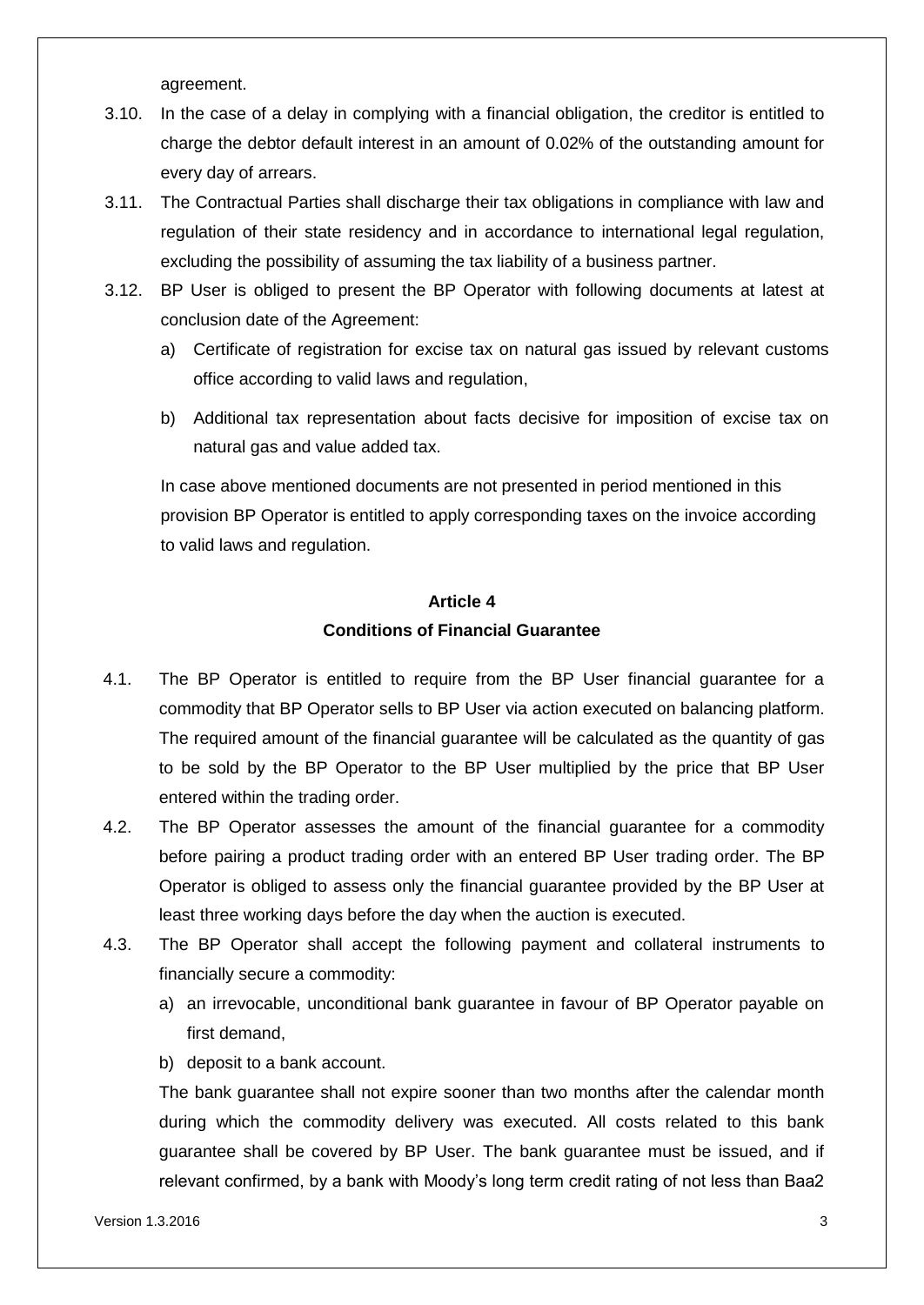agreement.

3.10. In the case of a delay in complying with a financial obligation, the creditor is entitled to charge the debtor default interest in an amount of 0.02% of the outstanding amount for every day of arrears.

3.11. The Contractual Parties shall discharge their tax obligations in compliance with law and regulation of their state residency and in accordance to international legal regulation, excluding the possibility of assuming the tax liability of a business partner.

3.12. BP User is obliged to present the BP Operator with following documents at latest at conclusion date of the Agreement:

a) Certificate of registration for excise tax on natural gas issued by relevant customs office according to valid laws and regulation,

b) Additional tax representation about facts decisive for imposition of excise tax on natural gas and value added tax.

In case above mentioned documents are not presented in period mentioned in this provision BP Operator is entitled to apply corresponding taxes on the invoice according to valid laws and regulation.

## Article 4
## Conditions of Financial Guarantee

4.1. The BP Operator is entitled to require from the BP User financial guarantee for a commodity that BP Operator sells to BP User via action executed on balancing platform. The required amount of the financial guarantee will be calculated as the quantity of gas to be sold by the BP Operator to the BP User multiplied by the price that BP User entered within the trading order.

4.2. The BP Operator assesses the amount of the financial guarantee for a commodity before pairing a product trading order with an entered BP User trading order. The BP Operator is obliged to assess only the financial guarantee provided by the BP User at least three working days before the day when the auction is executed.

4.3. The BP Operator shall accept the following payment and collateral instruments to financially secure a commodity:

a) an irrevocable, unconditional bank guarantee in favour of BP Operator payable on first demand,

b) deposit to a bank account.

The bank guarantee shall not expire sooner than two months after the calendar month during which the commodity delivery was executed. All costs related to this bank guarantee shall be covered by BP User. The bank guarantee must be issued, and if relevant confirmed, by a bank with Moody's long term credit rating of not less than Baa2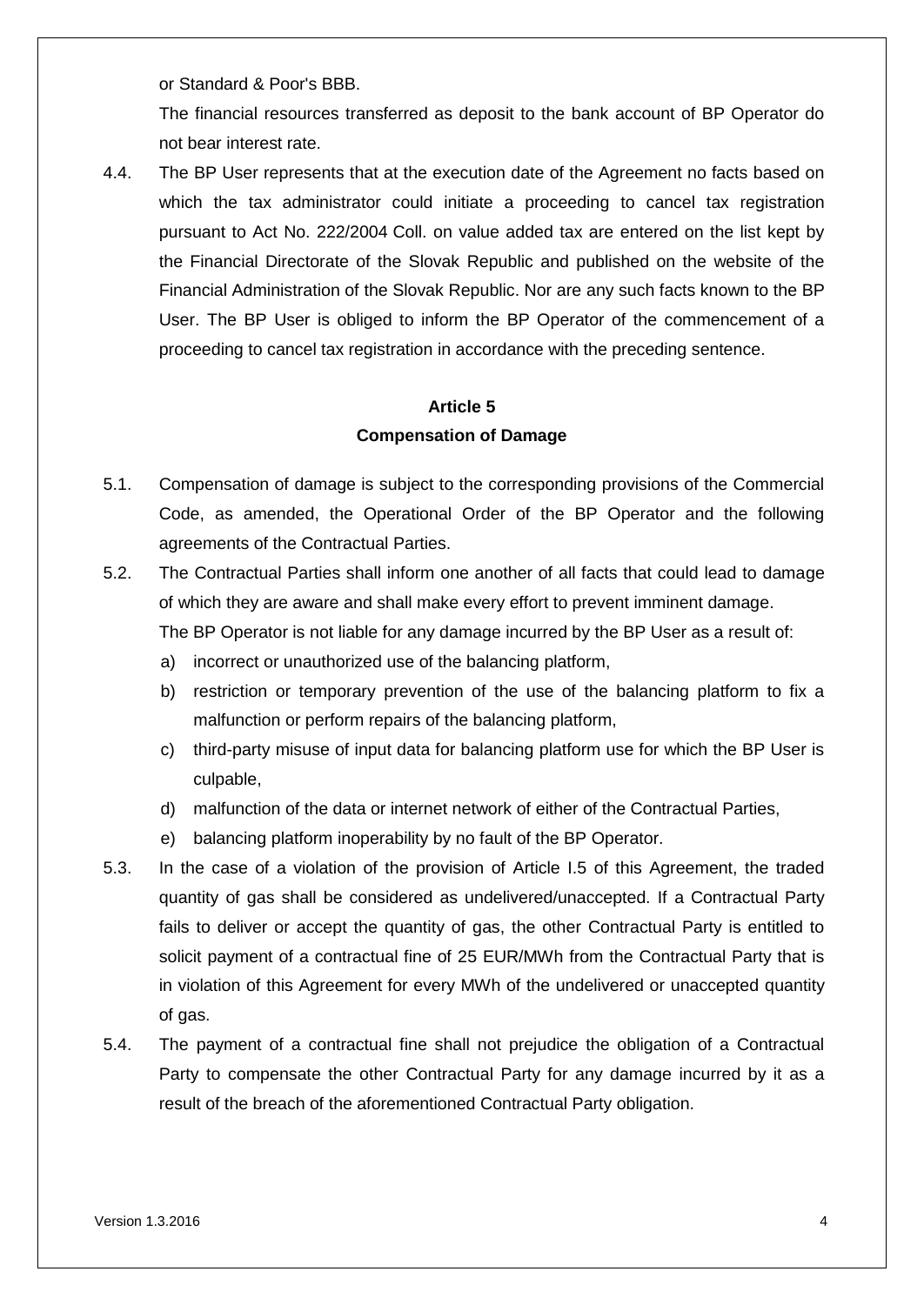or Standard & Poor's BBB.

The financial resources transferred as deposit to the bank account of BP Operator do not bear interest rate.

4.4. The BP User represents that at the execution date of the Agreement no facts based on which the tax administrator could initiate a proceeding to cancel tax registration pursuant to Act No. 222/2004 Coll. on value added tax are entered on the list kept by the Financial Directorate of the Slovak Republic and published on the website of the Financial Administration of the Slovak Republic. Nor are any such facts known to the BP User. The BP User is obliged to inform the BP Operator of the commencement of a proceeding to cancel tax registration in accordance with the preceding sentence.

## Article 5
## Compensation of Damage

5.1. Compensation of damage is subject to the corresponding provisions of the Commercial Code, as amended, the Operational Order of the BP Operator and the following agreements of the Contractual Parties.

5.2. The Contractual Parties shall inform one another of all facts that could lead to damage of which they are aware and shall make every effort to prevent imminent damage.

The BP Operator is not liable for any damage incurred by the BP User as a result of:

a) incorrect or unauthorized use of the balancing platform,
b) restriction or temporary prevention of the use of the balancing platform to fix a malfunction or perform repairs of the balancing platform,
c) third-party misuse of input data for balancing platform use for which the BP User is culpable,
d) malfunction of the data or internet network of either of the Contractual Parties,
e) balancing platform inoperability by no fault of the BP Operator.

5.3. In the case of a violation of the provision of Article I.5 of this Agreement, the traded quantity of gas shall be considered as undelivered/unaccepted. If a Contractual Party fails to deliver or accept the quantity of gas, the other Contractual Party is entitled to solicit payment of a contractual fine of 25 EUR/MWh from the Contractual Party that is in violation of this Agreement for every MWh of the undelivered or unaccepted quantity of gas.

5.4. The payment of a contractual fine shall not prejudice the obligation of a Contractual Party to compensate the other Contractual Party for any damage incurred by it as a result of the breach of the aforementioned Contractual Party obligation.

Version 1.3.2016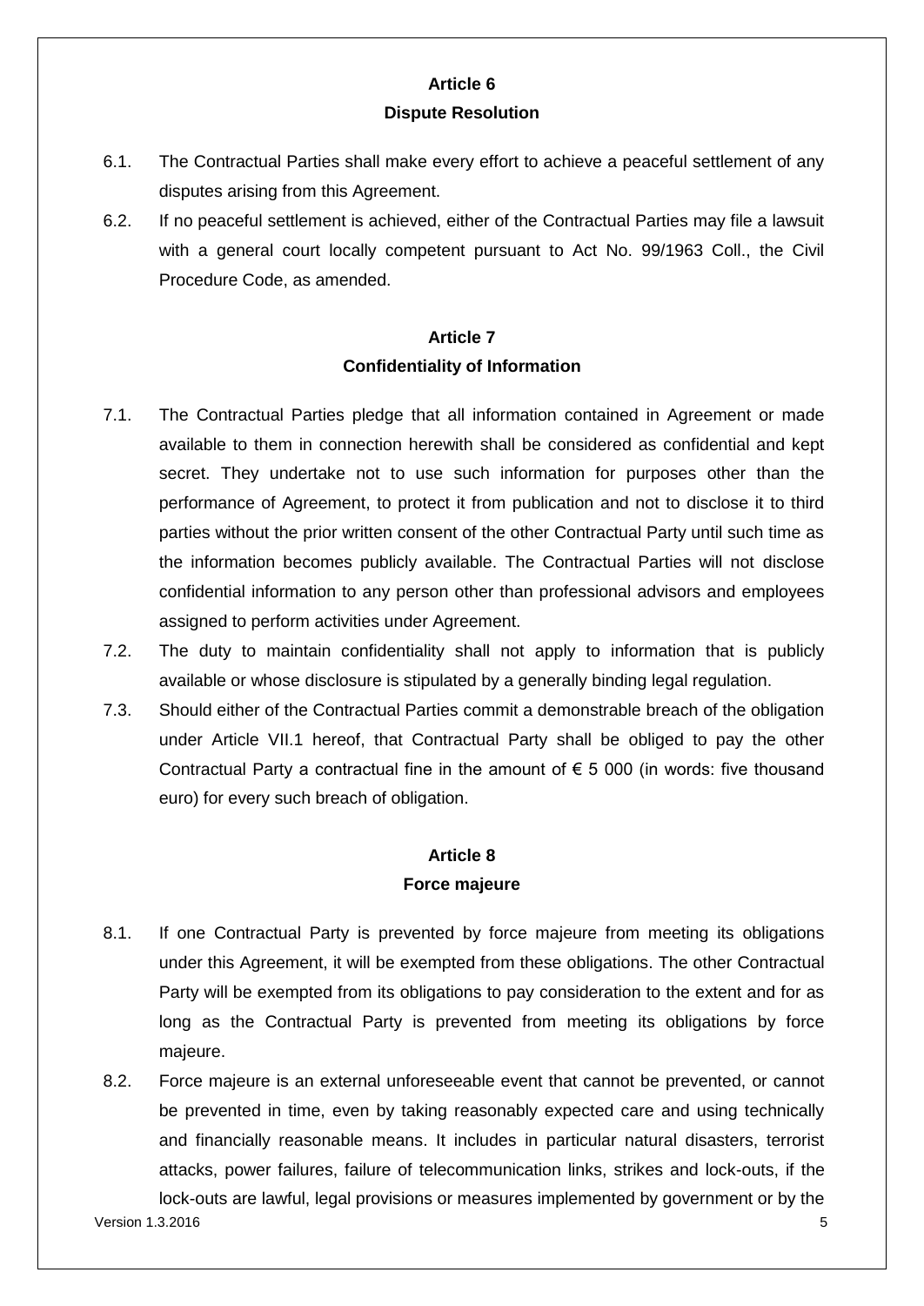## Article 6
## Dispute Resolution

6.1. The Contractual Parties shall make every effort to achieve a peaceful settlement of any disputes arising from this Agreement.

6.2. If no peaceful settlement is achieved, either of the Contractual Parties may file a lawsuit with a general court locally competent pursuant to Act No. 99/1963 Coll., the Civil Procedure Code, as amended.

## Article 7
## Confidentiality of Information

7.1. The Contractual Parties pledge that all information contained in Agreement or made available to them in connection herewith shall be considered as confidential and kept secret. They undertake not to use such information for purposes other than the performance of Agreement, to protect it from publication and not to disclose it to third parties without the prior written consent of the other Contractual Party until such time as the information becomes publicly available. The Contractual Parties will not disclose confidential information to any person other than professional advisors and employees assigned to perform activities under Agreement.

7.2. The duty to maintain confidentiality shall not apply to information that is publicly available or whose disclosure is stipulated by a generally binding legal regulation.

7.3. Should either of the Contractual Parties commit a demonstrable breach of the obligation under Article VII.1 hereof, that Contractual Party shall be obliged to pay the other Contractual Party a contractual fine in the amount of € 5 000 (in words: five thousand euro) for every such breach of obligation.

## Article 8
## Force majeure

8.1. If one Contractual Party is prevented by force majeure from meeting its obligations under this Agreement, it will be exempted from these obligations. The other Contractual Party will be exempted from its obligations to pay consideration to the extent and for as long as the Contractual Party is prevented from meeting its obligations by force majeure.

8.2. Force majeure is an external unforeseeable event that cannot be prevented, or cannot be prevented in time, even by taking reasonably expected care and using technically and financially reasonable means. It includes in particular natural disasters, terrorist attacks, power failures, failure of telecommunication links, strikes and lock-outs, if the lock-outs are lawful, legal provisions or measures implemented by government or by the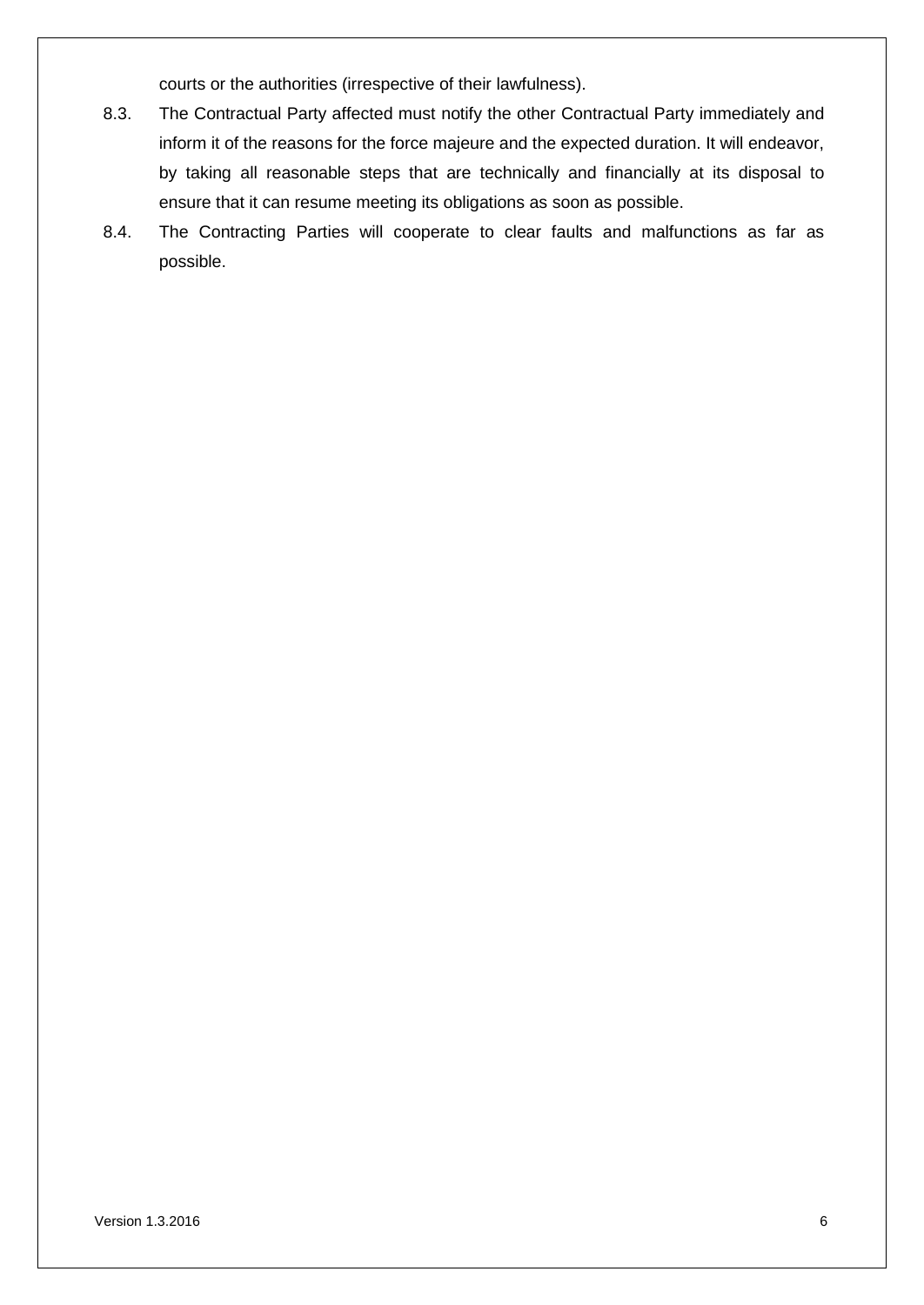courts or the authorities (irrespective of their lawfulness).

8.3. The Contractual Party affected must notify the other Contractual Party immediately and inform it of the reasons for the force majeure and the expected duration. It will endeavor, by taking all reasonable steps that are technically and financially at its disposal to ensure that it can resume meeting its obligations as soon as possible.

8.4. The Contracting Parties will cooperate to clear faults and malfunctions as far as possible.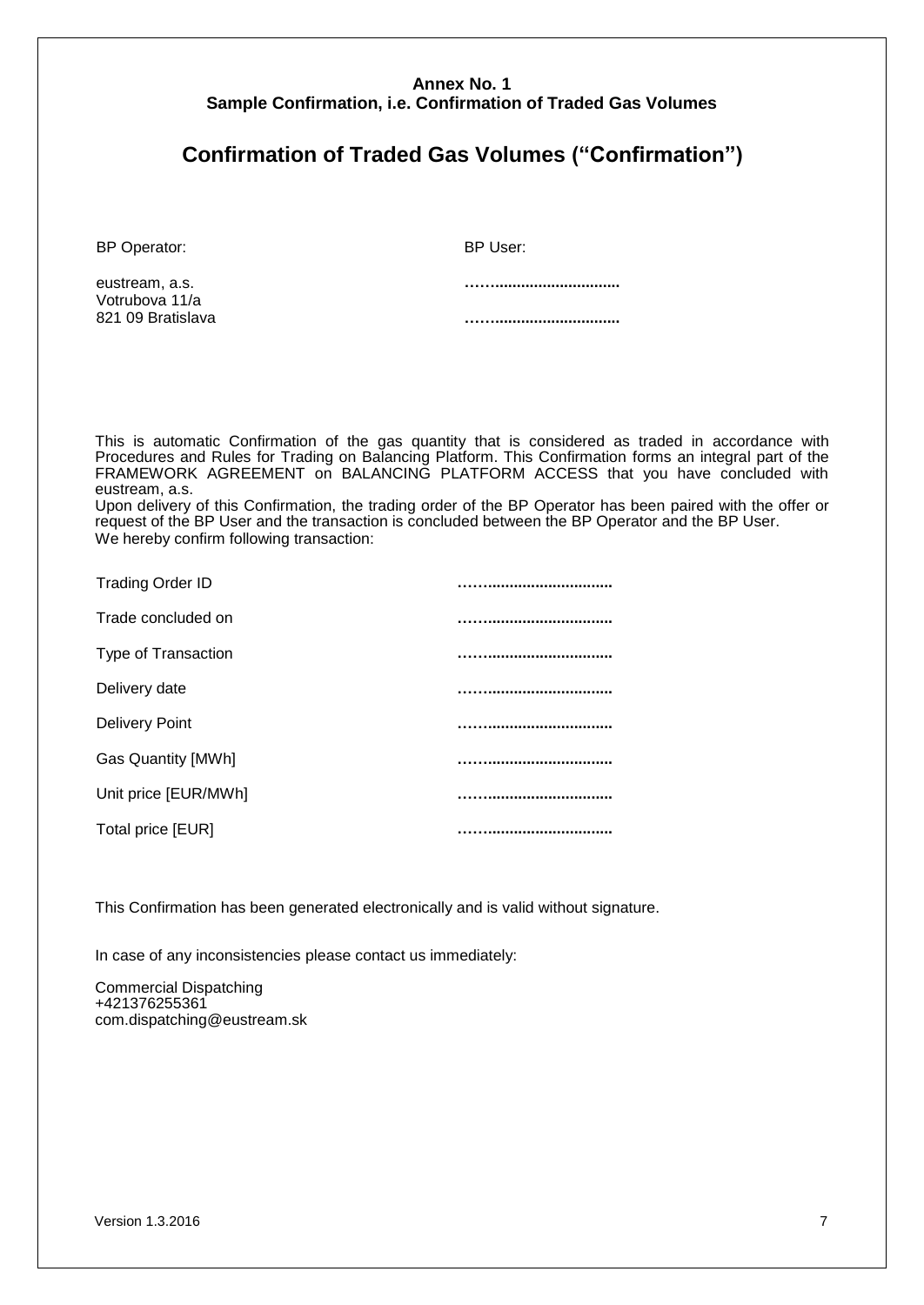**Annex No. 1**
**Sample Confirmation, i.e. Confirmation of Traded Gas Volumes**

# Confirmation of Traded Gas Volumes ("Confirmation")

| | |
|---|---|
| BP Operator: | BP User: |
| eustream, a.s.<br>Votrubova 11/a<br>821 09 Bratislava | **……...........................**<br><br>**……...........................** |

This is automatic Confirmation of the gas quantity that is considered as traded in accordance with Procedures and Rules for Trading on Balancing Platform. This Confirmation forms an integral part of the FRAMEWORK AGREEMENT on BALANCING PLATFORM ACCESS that you have concluded with eustream, a.s.
Upon delivery of this Confirmation, the trading order of the BP Operator has been paired with the offer or request of the BP User and the transaction is concluded between the BP Operator and the BP User.
We hereby confirm following transaction:

| | |
|---|---|
| Trading Order ID | **……...........................** |
| Trade concluded on | **……...........................** |
| Type of Transaction | **……...........................** |
| Delivery date | **……...........................** |
| Delivery Point | **……...........................** |
| Gas Quantity [MWh] | **……...........................** |
| Unit price [EUR/MWh] | **……...........................** |
| Total price [EUR] | **……...........................** |

This Confirmation has been generated electronically and is valid without signature.

In case of any inconsistencies please contact us immediately:

Commercial Dispatching
+421376255361
com.dispatching@eustream.sk

Version 1.3.2016